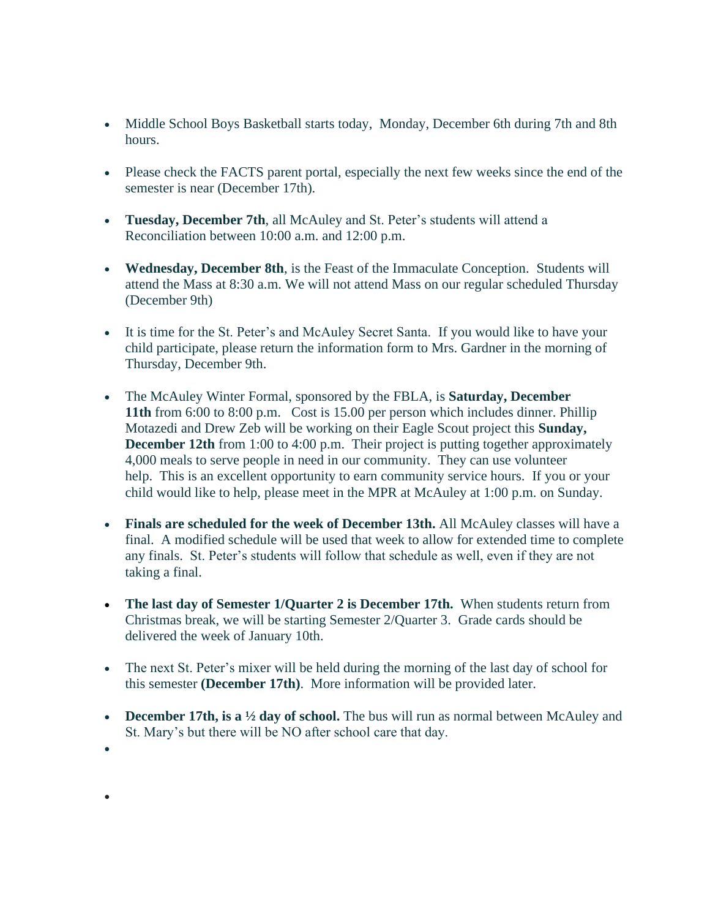- Middle School Boys Basketball starts today, Monday, December 6th during 7th and 8th hours.

- Please check the FACTS parent portal, especially the next few weeks since the end of the semester is near (December 17th).

- **Tuesday, December 7th**, all McAuley and St. Peter's students will attend a Reconciliation between 10:00 a.m. and 12:00 p.m.

- **Wednesday, December 8th**, is the Feast of the Immaculate Conception. Students will attend the Mass at 8:30 a.m. We will not attend Mass on our regular scheduled Thursday (December 9th)

- It is time for the St. Peter's and McAuley Secret Santa. If you would like to have your child participate, please return the information form to Mrs. Gardner in the morning of Thursday, December 9th.

- The McAuley Winter Formal, sponsored by the FBLA, is **Saturday, December 11th** from 6:00 to 8:00 p.m. Cost is 15.00 per person which includes dinner. Phillip Motazedi and Drew Zeb will be working on their Eagle Scout project this **Sunday, December 12th** from 1:00 to 4:00 p.m. Their project is putting together approximately 4,000 meals to serve people in need in our community. They can use volunteer help. This is an excellent opportunity to earn community service hours. If you or your child would like to help, please meet in the MPR at McAuley at 1:00 p.m. on Sunday.

- **Finals are scheduled for the week of December 13th.** All McAuley classes will have a final. A modified schedule will be used that week to allow for extended time to complete any finals. St. Peter's students will follow that schedule as well, even if they are not taking a final.

- **The last day of Semester 1/Quarter 2 is December 17th.** When students return from Christmas break, we will be starting Semester 2/Quarter 3. Grade cards should be delivered the week of January 10th.

- The next St. Peter's mixer will be held during the morning of the last day of school for this semester **(December 17th)**. More information will be provided later.

- **December 17th, is a ½ day of school.** The bus will run as normal between McAuley and St. Mary's but there will be NO after school care that day.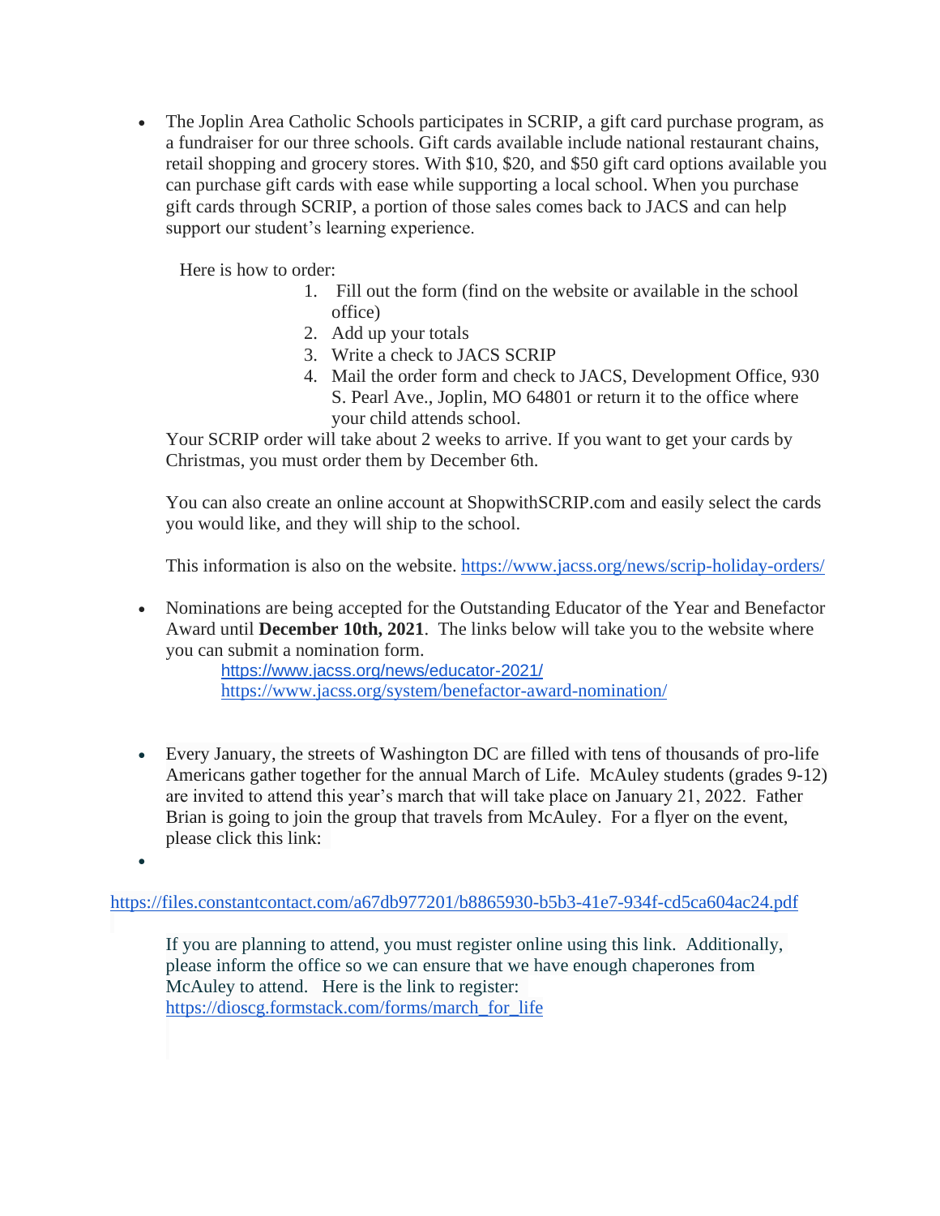- The Joplin Area Catholic Schools participates in SCRIP, a gift card purchase program, as a fundraiser for our three schools. Gift cards available include national restaurant chains, retail shopping and grocery stores. With $10, $20, and $50 gift card options available you can purchase gift cards with ease while supporting a local school. When you purchase gift cards through SCRIP, a portion of those sales comes back to JACS and can help support our student's learning experience.

  Here is how to order:

  1. Fill out the form (find on the website or available in the school office)
  2. Add up your totals
  3. Write a check to JACS SCRIP
  4. Mail the order form and check to JACS, Development Office, 930 S. Pearl Ave., Joplin, MO 64801 or return it to the office where your child attends school.

  Your SCRIP order will take about 2 weeks to arrive. If you want to get your cards by Christmas, you must order them by December 6th.

  You can also create an online account at ShopwithSCRIP.com and easily select the cards you would like, and they will ship to the school.

  This information is also on the website. https://www.jacss.org/news/scrip-holiday-orders/

- Nominations are being accepted for the Outstanding Educator of the Year and Benefactor Award until **December 10th, 2021**. The links below will take you to the website where you can submit a nomination form.

  https://www.jacss.org/news/educator-2021/
  https://www.jacss.org/system/benefactor-award-nomination/

- Every January, the streets of Washington DC are filled with tens of thousands of pro-life Americans gather together for the annual March of Life. McAuley students (grades 9-12) are invited to attend this year's march that will take place on January 21, 2022. Father Brian is going to join the group that travels from McAuley. For a flyer on the event, please click this link:

https://files.constantcontact.com/a67db977201/b8865930-b5b3-41e7-934f-cd5ca604ac24.pdf

If you are planning to attend, you must register online using this link. Additionally, please inform the office so we can ensure that we have enough chaperones from McAuley to attend. Here is the link to register:
https://dioscg.formstack.com/forms/march_for_life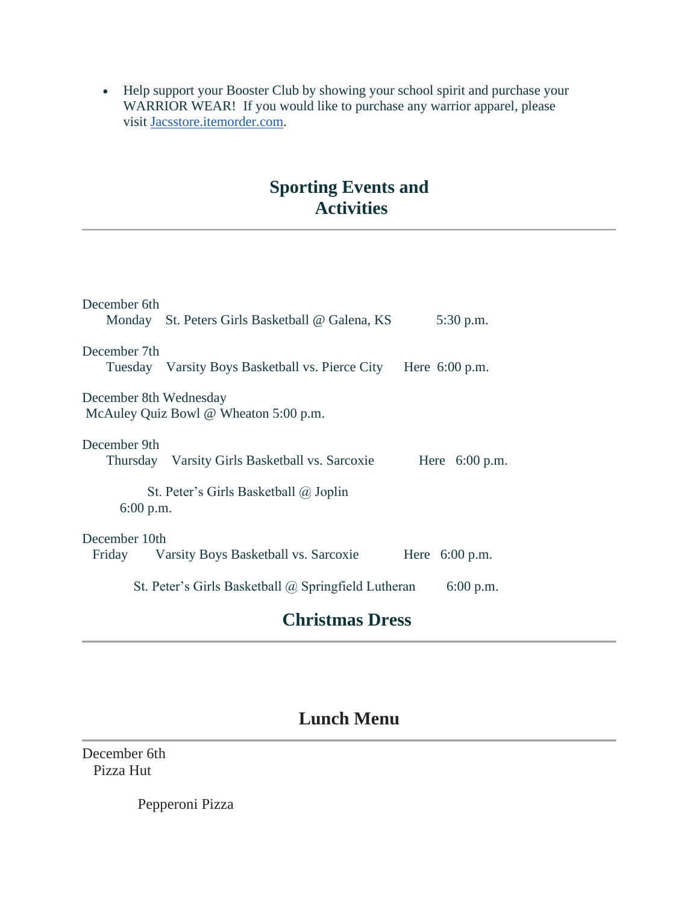- Help support your Booster Club by showing your school spirit and purchase your WARRIOR WEAR! If you would like to purchase any warrior apparel, please visit [Jacsstore.itemorder.com](http://Jacsstore.itemorder.com).

## Sporting Events and Activities

---

December 6th
Monday St. Peters Girls Basketball @ Galena, KS 5:30 p.m.

December 7th
Tuesday Varsity Boys Basketball vs. Pierce City Here 6:00 p.m.

December 8th Wednesday
McAuley Quiz Bowl @ Wheaton 5:00 p.m.

December 9th
Thursday Varsity Girls Basketball vs. Sarcoxie Here 6:00 p.m.

St. Peter's Girls Basketball @ Joplin
6:00 p.m.

December 10th
Friday Varsity Boys Basketball vs. Sarcoxie Here 6:00 p.m.

St. Peter's Girls Basketball @ Springfield Lutheran 6:00 p.m.

## Christmas Dress

---

## Lunch Menu

---

December 6th
Pizza Hut

Pepperoni Pizza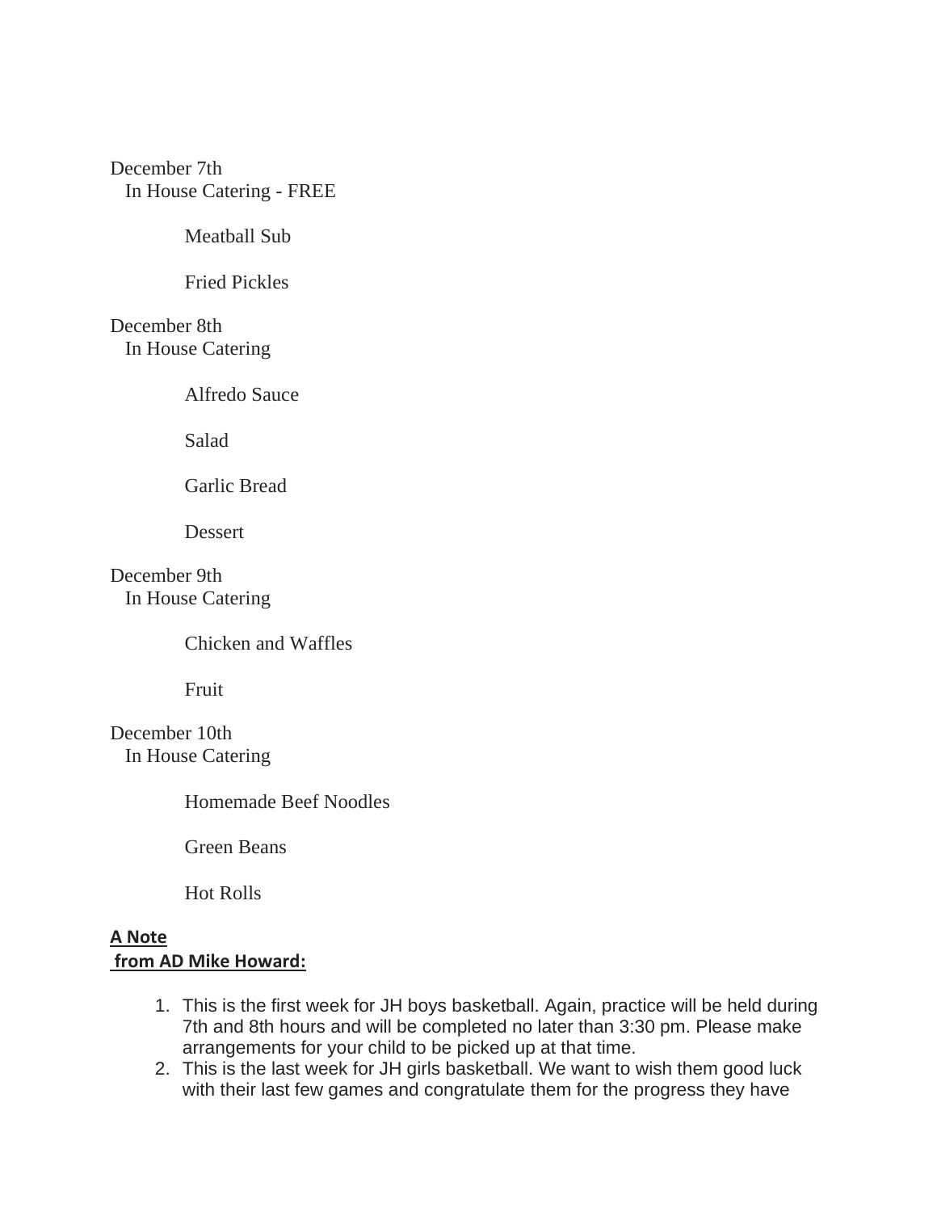December 7th
In House Catering - FREE

Meatball Sub

Fried Pickles

December 8th
In House Catering

Alfredo Sauce

Salad

Garlic Bread

Dessert

December 9th
In House Catering

Chicken and Waffles

Fruit

December 10th
In House Catering

Homemade Beef Noodles

Green Beans

Hot Rolls

**A Note from AD Mike Howard:**

1. This is the first week for JH boys basketball. Again, practice will be held during 7th and 8th hours and will be completed no later than 3:30 pm. Please make arrangements for your child to be picked up at that time.
2. This is the last week for JH girls basketball. We want to wish them good luck with their last few games and congratulate them for the progress they have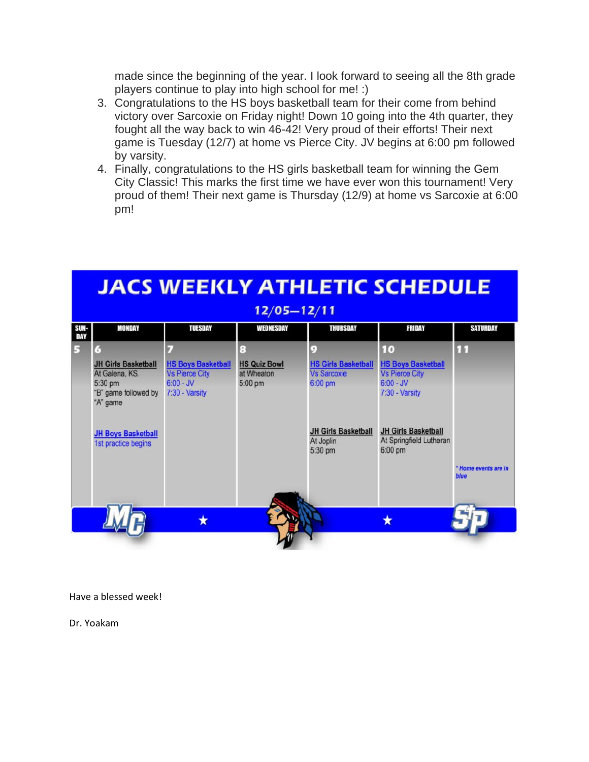made since the beginning of the year. I look forward to seeing all the 8th grade players continue to play into high school for me! :)

3. Congratulations to the HS boys basketball team for their come from behind victory over Sarcoxie on Friday night! Down 10 going into the 4th quarter, they fought all the way back to win 46-42! Very proud of their efforts! Their next game is Tuesday (12/7) at home vs Pierce City. JV begins at 6:00 pm followed by varsity.
4. Finally, congratulations to the HS girls basketball team for winning the Gem City Classic! This marks the first time we have ever won this tournament! Very proud of them! Their next game is Thursday (12/9) at home vs Sarcoxie at 6:00 pm!

## JACS WEEKLY ATHLETIC SCHEDULE

12/05—12/11

| SUNDAY | MONDAY | TUESDAY | WEDNESDAY | THURSDAY | FRIDAY | SATURDAY |
| --- | --- | --- | --- | --- | --- | --- |
| 5 | 6 | 7 | 8 | 9 | 10 | 11 |
| | **JH Girls Basketball** At Galena, KS. 5:30 pm "B" game followed by "A" game | **HS Boys Basketball** Vs Pierce City 6:00 - JV 7:30 - Varsity | **HS Quiz Bowl** at Wheaton 5:00 pm | **HS Girls Basketball** Vs Sarcoxie 6:00 pm | **HS Boys Basketball** Vs Pierce City 6:00 - JV 7:30 - Varsity | |
| | **JH Boys Basketball** 1st practice begins | | | **JH Girls Basketball** At Joplin 5:30 pm | **JH Girls Basketball** At Springfield Lutheran 6:00 pm | *\* Home events are in blue* |

Have a blessed week!

Dr. Yoakam